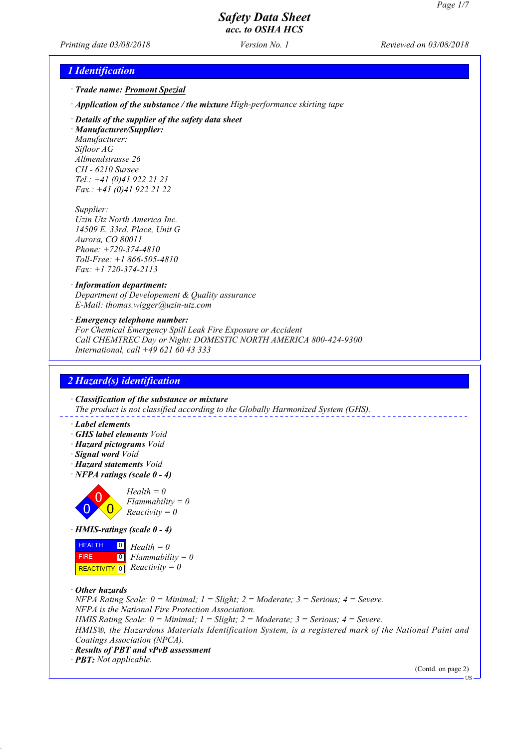# Safety Data Sheet
## acc. to OSHA HCS

*Printing date 03/08/2018* *Version No. 1* *Reviewed on 03/08/2018*

## 1 Identification

· **Trade name: Promont Spezial**

· **Application of the substance / the mixture** *High-performance skirting tape*

· **Details of the supplier of the safety data sheet**

· **Manufacturer/Supplier:**
Manufacturer:
Sifloor AG
Allmendstrasse 26
CH - 6210 Sursee
Tel.: +41 (0)41 922 21 21
Fax.: +41 (0)41 922 21 22

Supplier:
Uzin Utz North America Inc.
14509 E. 33rd. Place, Unit G
Aurora, CO 80011
Phone: +720-374-4810
Toll-Free: +1 866-505-4810
Fax: +1 720-374-2113

· **Information department:**
Department of Developement & Quality assurance
E-Mail: thomas.wigger@uzin-utz.com

· **Emergency telephone number:**
For Chemical Emergency Spill Leak Fire Exposure or Accident
Call CHEMTREC Day or Night: DOMESTIC NORTH AMERICA 800-424-9300
International, call +49 621 60 43 333

## 2 Hazard(s) identification

· **Classification of the substance or mixture**
The product is not classified according to the Globally Harmonized System (GHS).

· **Label elements**
· **GHS label elements** Void
· **Hazard pictograms** Void
· **Signal word** Void
· **Hazard statements** Void
· **NFPA ratings (scale 0 - 4)**

Health = 0
Flammability = 0
Reactivity = 0

· **HMIS-ratings (scale 0 - 4)**

| | | |
|---|---|---|
| HEALTH | 0 | Health = 0 |
| FIRE | 0 | Flammability = 0 |
| REACTIVITY | 0 | Reactivity = 0 |

· **Other hazards**
NFPA Rating Scale: 0 = Minimal; 1 = Slight; 2 = Moderate; 3 = Serious; 4 = Severe.
NFPA is the National Fire Protection Association.
HMIS Rating Scale: 0 = Minimal; 1 = Slight; 2 = Moderate; 3 = Serious; 4 = Severe.
HMIS®, the Hazardous Materials Identification System, is a registered mark of the National Paint and Coatings Association (NPCA).

· **Results of PBT and vPvB assessment**
· **PBT:** Not applicable.

(Contd. on page 2)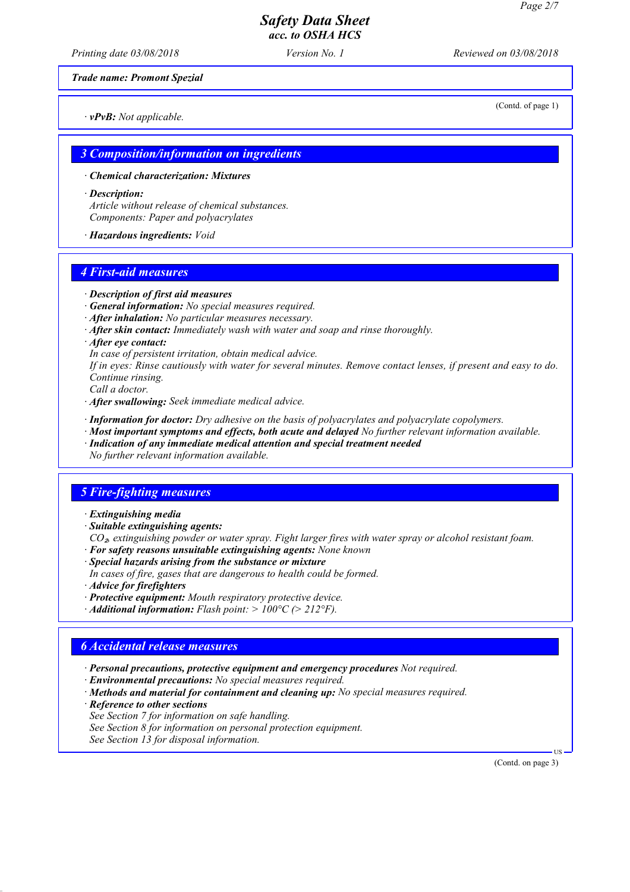Trade name: Promont Spezial

(Contd. of page 1)

· **vPvB:** Not applicable.

## 3 Composition/information on ingredients

· **Chemical characterization: Mixtures**

· **Description:**
Article without release of chemical substances.
Components: Paper and polyacrylates

· **Hazardous ingredients:** Void

## 4 First-aid measures

· **Description of first aid measures**
· **General information:** No special measures required.
· **After inhalation:** No particular measures necessary.
· **After skin contact:** Immediately wash with water and soap and rinse thoroughly.
· **After eye contact:**
In case of persistent irritation, obtain medical advice.
If in eyes: Rinse cautiously with water for several minutes. Remove contact lenses, if present and easy to do. Continue rinsing.
Call a doctor.
· **After swallowing:** Seek immediate medical advice.

· **Information for doctor:** Dry adhesive on the basis of polyacrylates and polyacrylate copolymers.
· **Most important symptoms and effects, both acute and delayed** No further relevant information available.
· **Indication of any immediate medical attention and special treatment needed**
No further relevant information available.

## 5 Fire-fighting measures

· **Extinguishing media**
· **Suitable extinguishing agents:**
$CO_2$, extinguishing powder or water spray. Fight larger fires with water spray or alcohol resistant foam.
· **For safety reasons unsuitable extinguishing agents:** None known
· **Special hazards arising from the substance or mixture**
In cases of fire, gases that are dangerous to health could be formed.
· **Advice for firefighters**
· **Protective equipment:** Mouth respiratory protective device.
· **Additional information:** Flash point: > 100°C (> 212°F).

## 6 Accidental release measures

· **Personal precautions, protective equipment and emergency procedures** Not required.
· **Environmental precautions:** No special measures required.
· **Methods and material for containment and cleaning up:** No special measures required.
· **Reference to other sections**
See Section 7 for information on safe handling.
See Section 8 for information on personal protection equipment.
See Section 13 for disposal information.

(Contd. on page 3)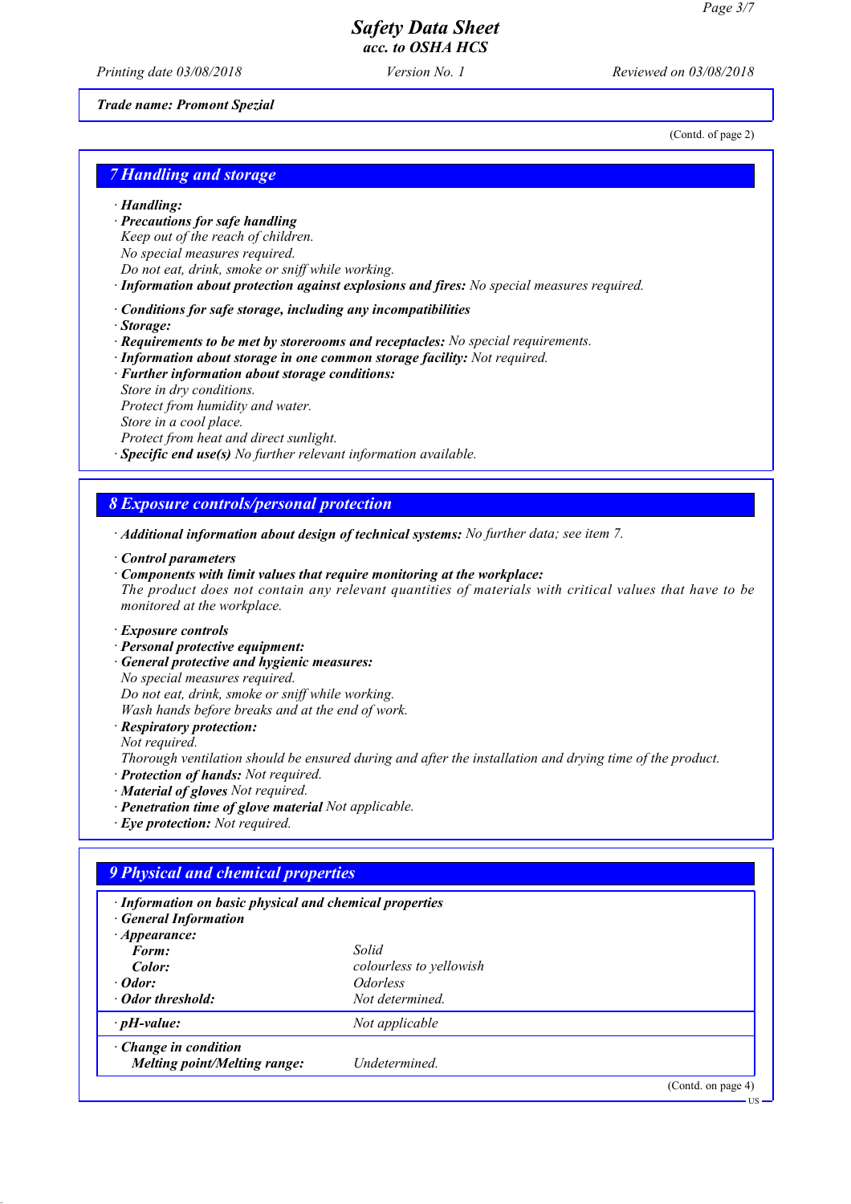Trade name: Promont Spezial

(Contd. of page 2)

## 7 Handling and storage

· **Handling:**
· **Precautions for safe handling**
Keep out of the reach of children.
No special measures required.
Do not eat, drink, smoke or sniff while working.
· **Information about protection against explosions and fires:** No special measures required.

· **Conditions for safe storage, including any incompatibilities**
· **Storage:**
· **Requirements to be met by storerooms and receptacles:** No special requirements.
· **Information about storage in one common storage facility:** Not required.
· **Further information about storage conditions:**
Store in dry conditions.
Protect from humidity and water.
Store in a cool place.
Protect from heat and direct sunlight.
· **Specific end use(s)** No further relevant information available.

## 8 Exposure controls/personal protection

· **Additional information about design of technical systems:** No further data; see item 7.

· **Control parameters**
· **Components with limit values that require monitoring at the workplace:**
The product does not contain any relevant quantities of materials with critical values that have to be monitored at the workplace.

· **Exposure controls**
· **Personal protective equipment:**
· **General protective and hygienic measures:**
No special measures required.
Do not eat, drink, smoke or sniff while working.
Wash hands before breaks and at the end of work.
· **Respiratory protection:**
Not required.
Thorough ventilation should be ensured during and after the installation and drying time of the product.
· **Protection of hands:** Not required.
· **Material of gloves** Not required.
· **Penetration time of glove material** Not applicable.
· **Eye protection:** Not required.

## 9 Physical and chemical properties

| | |
|---|---|
| · **Information on basic physical and chemical properties** | |
| · **General Information** | |
| · **Appearance:** | |
| **Form:** | Solid |
| **Color:** | colourless to yellowish |
| · **Odor:** | Odorless |
| · **Odor threshold:** | Not determined. |
| · **pH-value:** | Not applicable |
| · **Change in condition** | |
| **Melting point/Melting range:** | Undetermined. |

(Contd. on page 4)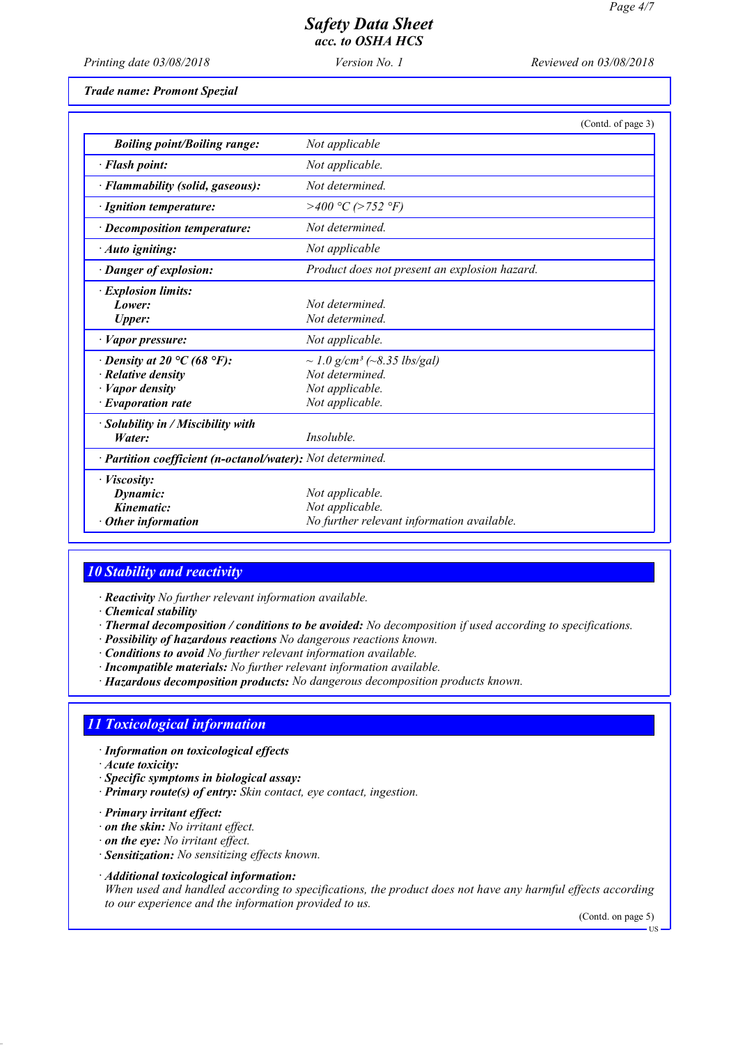Trade name: Promont Spezial

(Contd. of page 3)

| | |
|---|---|
| **Boiling point/Boiling range:** | Not applicable |
| · **Flash point:** | Not applicable. |
| · **Flammability (solid, gaseous):** | Not determined. |
| · **Ignition temperature:** | >400 °C (>752 °F) |
| · **Decomposition temperature:** | Not determined. |
| · **Auto igniting:** | Not applicable |
| · **Danger of explosion:** | Product does not present an explosion hazard. |
| · **Explosion limits:** | |
| **Lower:** | Not determined. |
| **Upper:** | Not determined. |
| · **Vapor pressure:** | Not applicable. |
| · **Density at 20 °C (68 °F):** | ~ 1.0 g/cm³ (~8.35 lbs/gal) |
| · **Relative density** | Not determined. |
| · **Vapor density** | Not applicable. |
| · **Evaporation rate** | Not applicable. |
| · **Solubility in / Miscibility with** | |
| **Water:** | Insoluble. |
| · **Partition coefficient (n-octanol/water):** | Not determined. |
| · **Viscosity:** | |
| **Dynamic:** | Not applicable. |
| **Kinematic:** | Not applicable. |
| · **Other information** | No further relevant information available. |

## 10 Stability and reactivity

· **Reactivity** No further relevant information available.
· **Chemical stability**
· **Thermal decomposition / conditions to be avoided:** No decomposition if used according to specifications.
· **Possibility of hazardous reactions** No dangerous reactions known.
· **Conditions to avoid** No further relevant information available.
· **Incompatible materials:** No further relevant information available.
· **Hazardous decomposition products:** No dangerous decomposition products known.

## 11 Toxicological information

· **Information on toxicological effects**
· **Acute toxicity:**
· **Specific symptoms in biological assay:**
· **Primary route(s) of entry:** Skin contact, eye contact, ingestion.

· **Primary irritant effect:**
· **on the skin:** No irritant effect.
· **on the eye:** No irritant effect.
· **Sensitization:** No sensitizing effects known.

· **Additional toxicological information:**
When used and handled according to specifications, the product does not have any harmful effects according to our experience and the information provided to us.

(Contd. on page 5)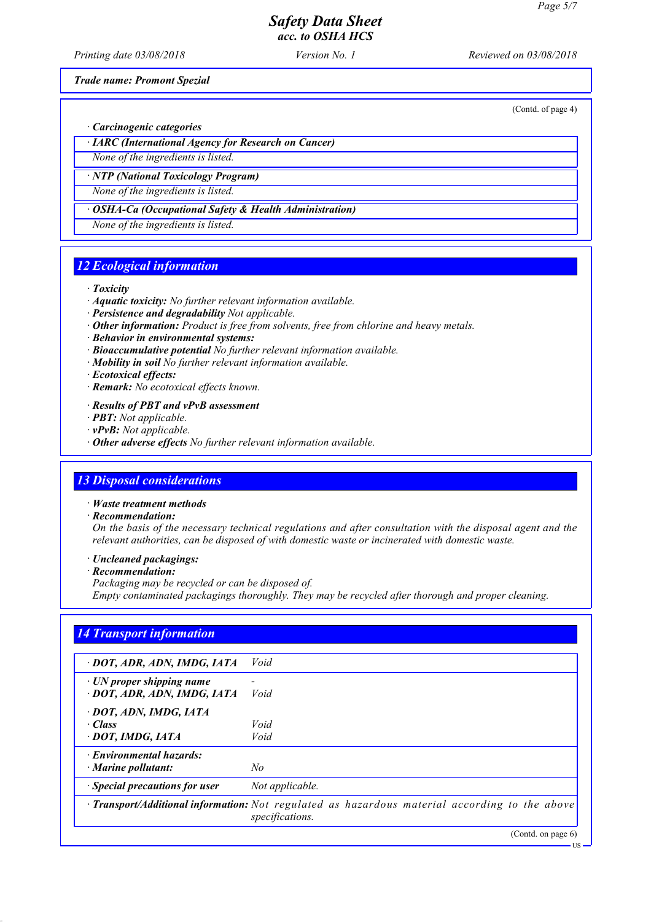Trade name: Promont Spezial

(Contd. of page 4)

· **Carcinogenic categories**

· **IARC (International Agency for Research on Cancer)**

None of the ingredients is listed.

· **NTP (National Toxicology Program)**

None of the ingredients is listed.

· **OSHA-Ca (Occupational Safety & Health Administration)**

None of the ingredients is listed.

## 12 Ecological information

· **Toxicity**
· **Aquatic toxicity:** No further relevant information available.
· **Persistence and degradability** Not applicable.
· **Other information:** Product is free from solvents, free from chlorine and heavy metals.
· **Behavior in environmental systems:**
· **Bioaccumulative potential** No further relevant information available.
· **Mobility in soil** No further relevant information available.
· **Ecotoxical effects:**
· **Remark:** No ecotoxical effects known.

· **Results of PBT and vPvB assessment**
· **PBT:** Not applicable.
· **vPvB:** Not applicable.
· **Other adverse effects** No further relevant information available.

## 13 Disposal considerations

· **Waste treatment methods**
· **Recommendation:**
On the basis of the necessary technical regulations and after consultation with the disposal agent and the relevant authorities, can be disposed of with domestic waste or incinerated with domestic waste.

· **Uncleaned packagings:**
· **Recommendation:**
Packaging may be recycled or can be disposed of.
Empty contaminated packagings thoroughly. They may be recycled after thorough and proper cleaning.

## 14 Transport information

| | |
|---|---|
| · **DOT, ADR, ADN, IMDG, IATA** | Void |
| · **UN proper shipping name** | - |
| · **DOT, ADR, ADN, IMDG, IATA** | Void |
| · **DOT, ADN, IMDG, IATA** | |
| · **Class** | Void |
| · **DOT, IMDG, IATA** | Void |
| · **Environmental hazards:** | |
| · **Marine pollutant:** | No |
| · **Special precautions for user** | Not applicable. |
| · **Transport/Additional information:** | Not regulated as hazardous material according to the above specifications. |

(Contd. on page 6)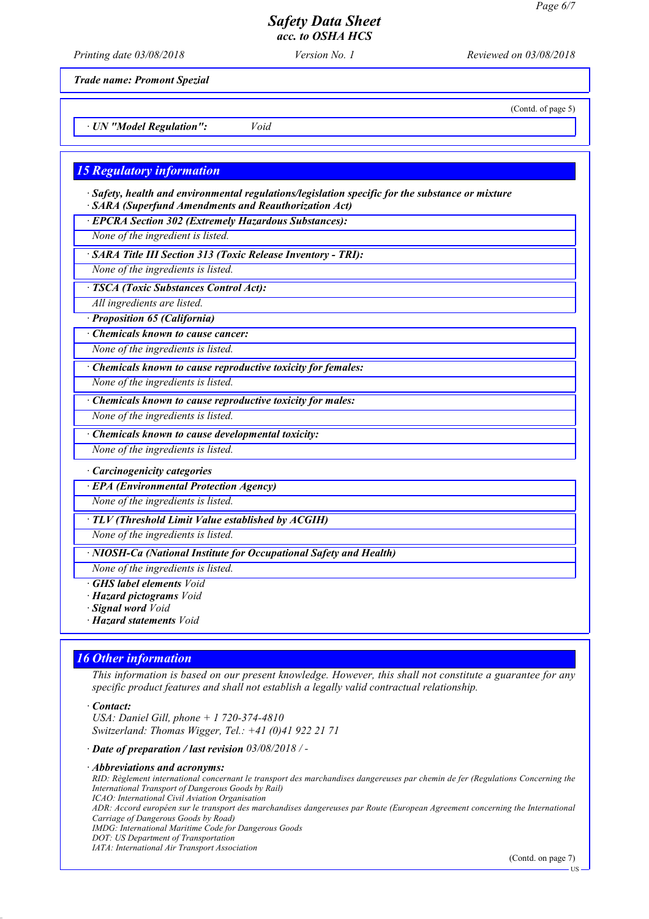Trade name: Promont Spezial

(Contd. of page 5)

· UN "Model Regulation": Void

## 15 Regulatory information

· **Safety, health and environmental regulations/legislation specific for the substance or mixture**
· **SARA (Superfund Amendments and Reauthorization Act)**

· **EPCRA Section 302 (Extremely Hazardous Substances):**
None of the ingredient is listed.

· **SARA Title III Section 313 (Toxic Release Inventory - TRI):**
None of the ingredients is listed.

· **TSCA (Toxic Substances Control Act):**
All ingredients are listed.

· **Proposition 65 (California)**

· **Chemicals known to cause cancer:**
None of the ingredients is listed.

· **Chemicals known to cause reproductive toxicity for females:**
None of the ingredients is listed.

· **Chemicals known to cause reproductive toxicity for males:**
None of the ingredients is listed.

· **Chemicals known to cause developmental toxicity:**
None of the ingredients is listed.

· **Carcinogenicity categories**

· **EPA (Environmental Protection Agency)**
None of the ingredients is listed.

· **TLV (Threshold Limit Value established by ACGIH)**
None of the ingredients is listed.

· **NIOSH-Ca (National Institute for Occupational Safety and Health)**
None of the ingredients is listed.

· **GHS label elements** Void
· **Hazard pictograms** Void
· **Signal word** Void
· **Hazard statements** Void

## 16 Other information

This information is based on our present knowledge. However, this shall not constitute a guarantee for any specific product features and shall not establish a legally valid contractual relationship.

· **Contact:**
USA: Daniel Gill, phone + 1 720-374-4810
Switzerland: Thomas Wigger, Tel.: +41 (0)41 922 21 71

· **Date of preparation / last revision** 03/08/2018 / -

· **Abbreviations and acronyms:**
RID: Règlement international concernant le transport des marchandises dangereuses par chemin de fer (Regulations Concerning the International Transport of Dangerous Goods by Rail)
ICAO: International Civil Aviation Organisation
ADR: Accord européen sur le transport des marchandises dangereuses par Route (European Agreement concerning the International Carriage of Dangerous Goods by Road)
IMDG: International Maritime Code for Dangerous Goods
DOT: US Department of Transportation
IATA: International Air Transport Association

(Contd. on page 7)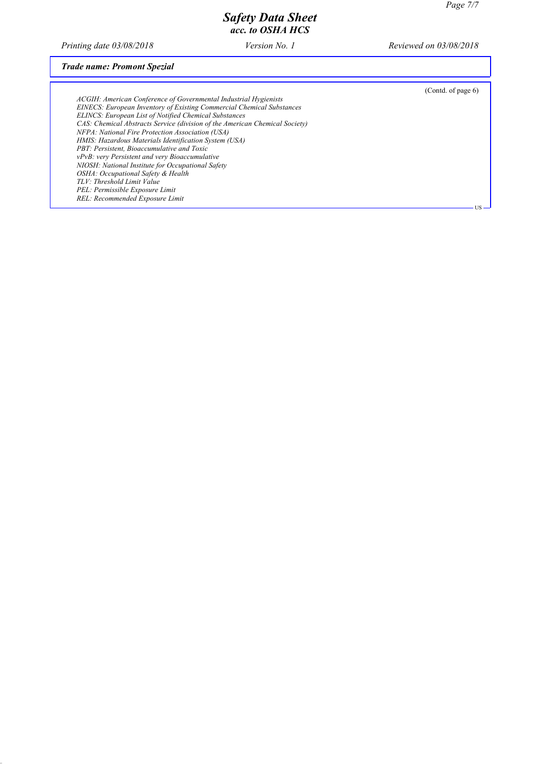*Trade name: Promont Spezial*

(Contd. of page 6)

*ACGIH: American Conference of Governmental Industrial Hygienists*
*EINECS: European Inventory of Existing Commercial Chemical Substances*
*ELINCS: European List of Notified Chemical Substances*
*CAS: Chemical Abstracts Service (division of the American Chemical Society)*
*NFPA: National Fire Protection Association (USA)*
*HMIS: Hazardous Materials Identification System (USA)*
*PBT: Persistent, Bioaccumulative and Toxic*
*vPvB: very Persistent and very Bioaccumulative*
*NIOSH: National Institute for Occupational Safety*
*OSHA: Occupational Safety & Health*
*TLV: Threshold Limit Value*
*PEL: Permissible Exposure Limit*
*REL: Recommended Exposure Limit*

US